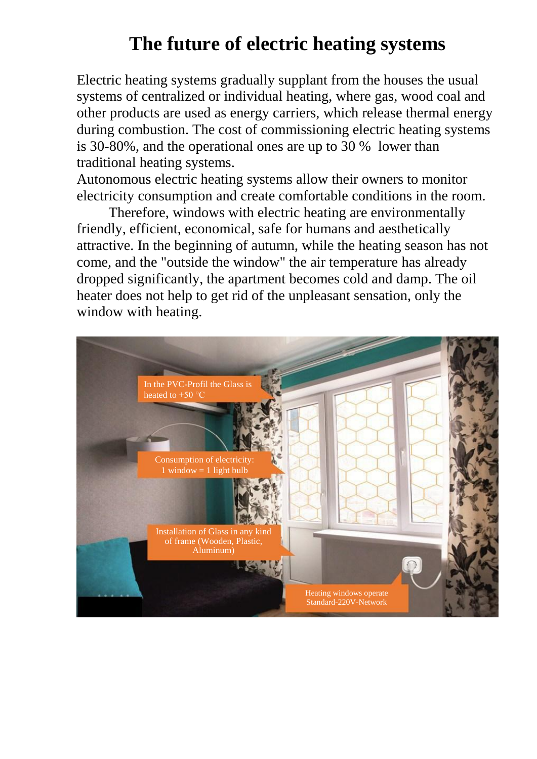# The future of electric heating systems

Electric heating systems gradually supplant from the houses the usual systems of centralized or individual heating, where gas, wood coal and other products are used as energy carriers, which release thermal energy during combustion. The cost of commissioning electric heating systems is 30-80%, and the operational ones are up to 30 % lower than traditional heating systems.

Autonomous electric heating systems allow their owners to monitor electricity consumption and create comfortable conditions in the room.

Therefore, windows with electric heating are environmentally friendly, efficient, economical, safe for humans and aesthetically attractive. In the beginning of autumn, while the heating season has not come, and the "outside the window" the air temperature has already dropped significantly, the apartment becomes cold and damp. The oil heater does not help to get rid of the unpleasant sensation, only the window with heating.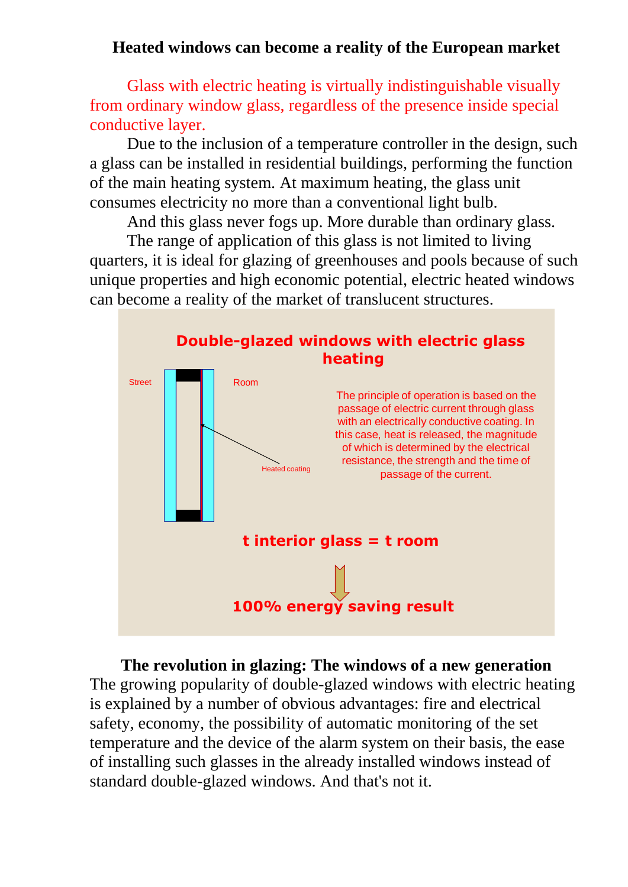## Heated windows can become a reality of the European market

Glass with electric heating is virtually indistinguishable visually from ordinary window glass, regardless of the presence inside special conductive layer.

Due to the inclusion of a temperature controller in the design, such a glass can be installed in residential buildings, performing the function of the main heating system. At maximum heating, the glass unit consumes electricity no more than a conventional light bulb.

And this glass never fogs up. More durable than ordinary glass.

The range of application of this glass is not limited to living quarters, it is ideal for glazing of greenhouses and pools because of such unique properties and high economic potential, electric heated windows can become a reality of the market of translucent structures.

**Double-glazed windows with electric glass heating**

Street

Room

Heated coating

The principle of operation is based on the passage of electric current through glass with an electrically conductive coating. In this case, heat is released, the magnitude of which is determined by the electrical resistance, the strength and the time of passage of the current.

**t interior glass = t room**

**100% energy saving result**

## The revolution in glazing: The windows of a new generation

The growing popularity of double-glazed windows with electric heating is explained by a number of obvious advantages: fire and electrical safety, economy, the possibility of automatic monitoring of the set temperature and the device of the alarm system on their basis, the ease of installing such glasses in the already installed windows instead of standard double-glazed windows. And that's not it.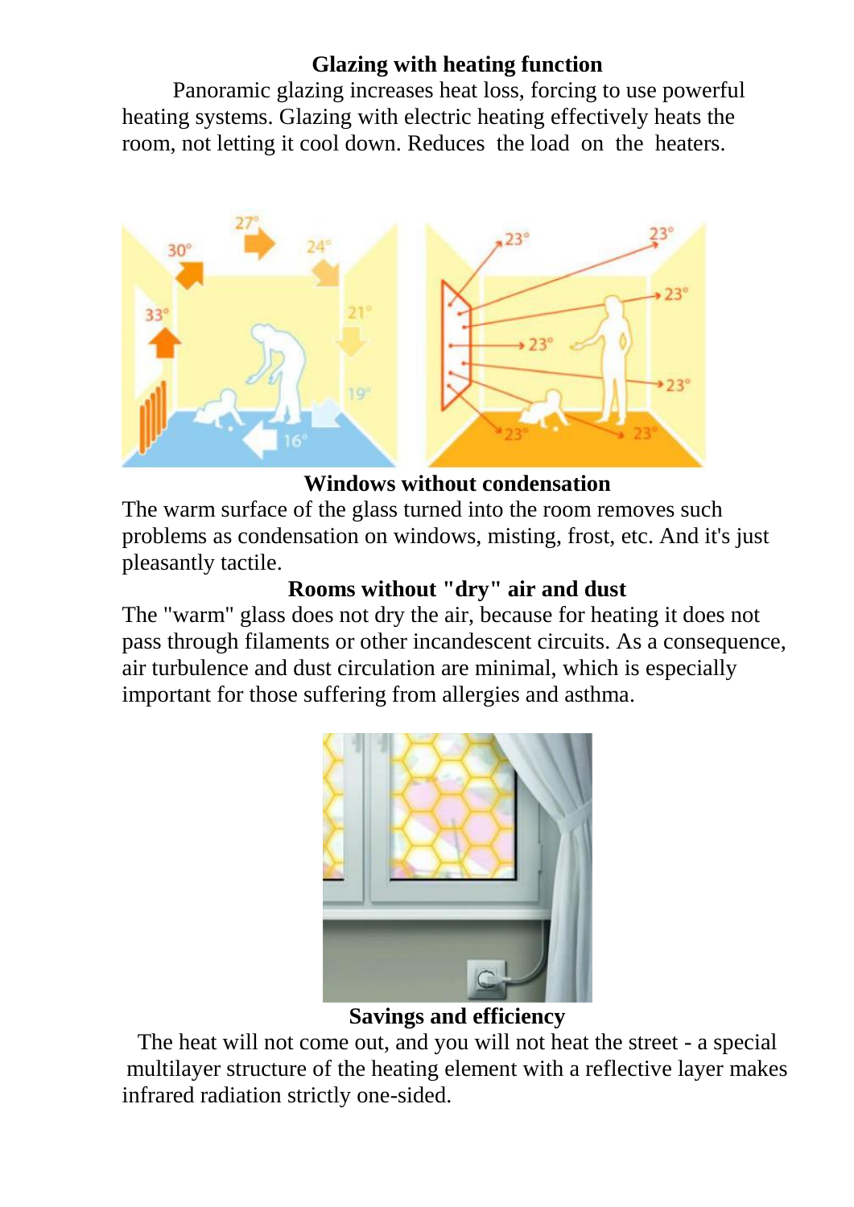## Glazing with heating function

Panoramic glazing increases heat loss, forcing to use powerful heating systems. Glazing with electric heating effectively heats the room, not letting it cool down. Reduces the load on the heaters.

## Windows without condensation

The warm surface of the glass turned into the room removes such problems as condensation on windows, misting, frost, etc. And it's just pleasantly tactile.

## Rooms without "dry" air and dust

The "warm" glass does not dry the air, because for heating it does not pass through filaments or other incandescent circuits. As a consequence, air turbulence and dust circulation are minimal, which is especially important for those suffering from allergies and asthma.

## Savings and efficiency

The heat will not come out, and you will not heat the street - a special multilayer structure of the heating element with a reflective layer makes infrared radiation strictly one-sided.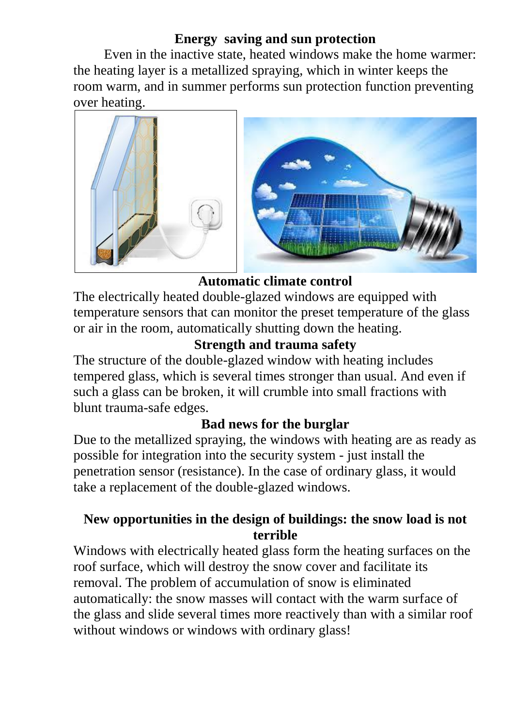## Energy saving and sun protection

Even in the inactive state, heated windows make the home warmer: the heating layer is a metallized spraying, which in winter keeps the room warm, and in summer performs sun protection function preventing over heating.

## Automatic climate control

The electrically heated double-glazed windows are equipped with temperature sensors that can monitor the preset temperature of the glass or air in the room, automatically shutting down the heating.

## Strength and trauma safety

The structure of the double-glazed window with heating includes tempered glass, which is several times stronger than usual. And even if such a glass can be broken, it will crumble into small fractions with blunt trauma-safe edges.

## Bad news for the burglar

Due to the metallized spraying, the windows with heating are as ready as possible for integration into the security system - just install the penetration sensor (resistance). In the case of ordinary glass, it would take a replacement of the double-glazed windows.

## New opportunities in the design of buildings: the snow load is not terrible

Windows with electrically heated glass form the heating surfaces on the roof surface, which will destroy the snow cover and facilitate its removal. The problem of accumulation of snow is eliminated automatically: the snow masses will contact with the warm surface of the glass and slide several times more reactively than with a similar roof without windows or windows with ordinary glass!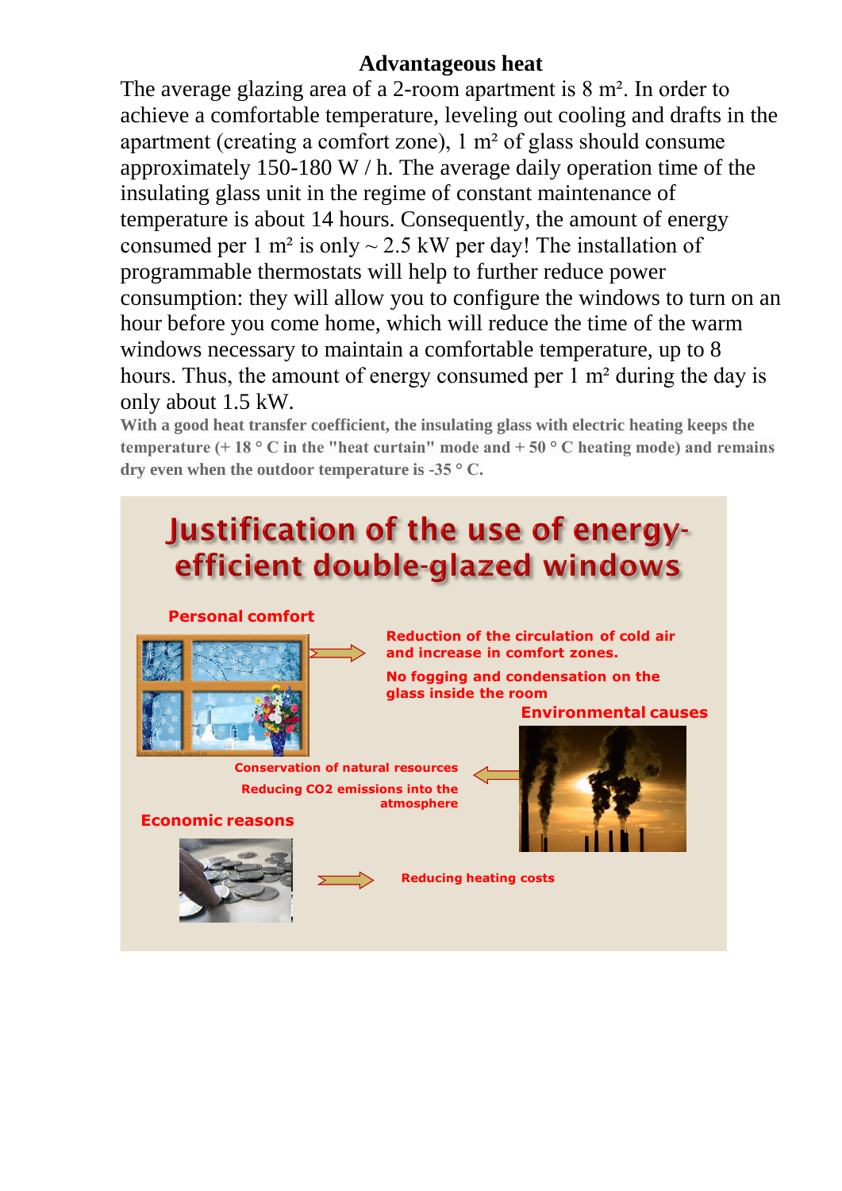## Advantageous heat

The average glazing area of a 2-room apartment is 8 m². In order to achieve a comfortable temperature, leveling out cooling and drafts in the apartment (creating a comfort zone), 1 m² of glass should consume approximately 150-180 W / h. The average daily operation time of the insulating glass unit in the regime of constant maintenance of temperature is about 14 hours. Consequently, the amount of energy consumed per 1 m² is only ~ 2.5 kW per day! The installation of programmable thermostats will help to further reduce power consumption: they will allow you to configure the windows to turn on an hour before you come home, which will reduce the time of the warm windows necessary to maintain a comfortable temperature, up to 8 hours. Thus, the amount of energy consumed per 1 m² during the day is only about 1.5 kW.

**With a good heat transfer coefficient, the insulating glass with electric heating keeps the temperature (+ 18 ° C in the "heat curtain" mode and + 50 ° C heating mode) and remains dry even when the outdoor temperature is -35 ° C.**

## Justification of the use of energy-efficient double-glazed windows

**Personal comfort**

- Reduction of the circulation of cold air and increase in comfort zones.
- No fogging and condensation on the glass inside the room

**Environmental causes**

- Conservation of natural resources
- Reducing $CO_2$ emissions into the atmosphere

**Economic reasons**

- Reducing heating costs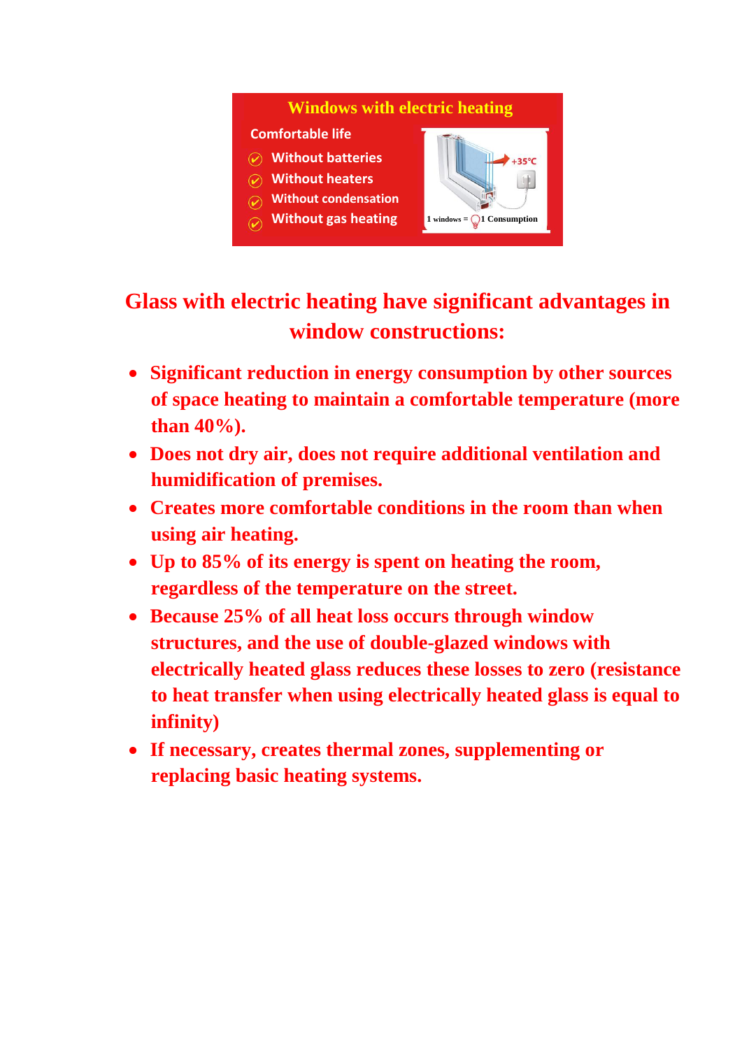Windows with electric heating

Comfortable life

- Without batteries
- Without heaters
- Without condensation
- Without gas heating

+35°C

1 windows = 1 Consumption

## Glass with electric heating have significant advantages in window constructions:

- **Significant reduction in energy consumption by other sources of space heating to maintain a comfortable temperature (more than 40%).**
- **Does not dry air, does not require additional ventilation and humidification of premises.**
- **Creates more comfortable conditions in the room than when using air heating.**
- **Up to 85% of its energy is spent on heating the room, regardless of the temperature on the street.**
- **Because 25% of all heat loss occurs through window structures, and the use of double-glazed windows with electrically heated glass reduces these losses to zero (resistance to heat transfer when using electrically heated glass is equal to infinity)**
- **If necessary, creates thermal zones, supplementing or replacing basic heating systems.**